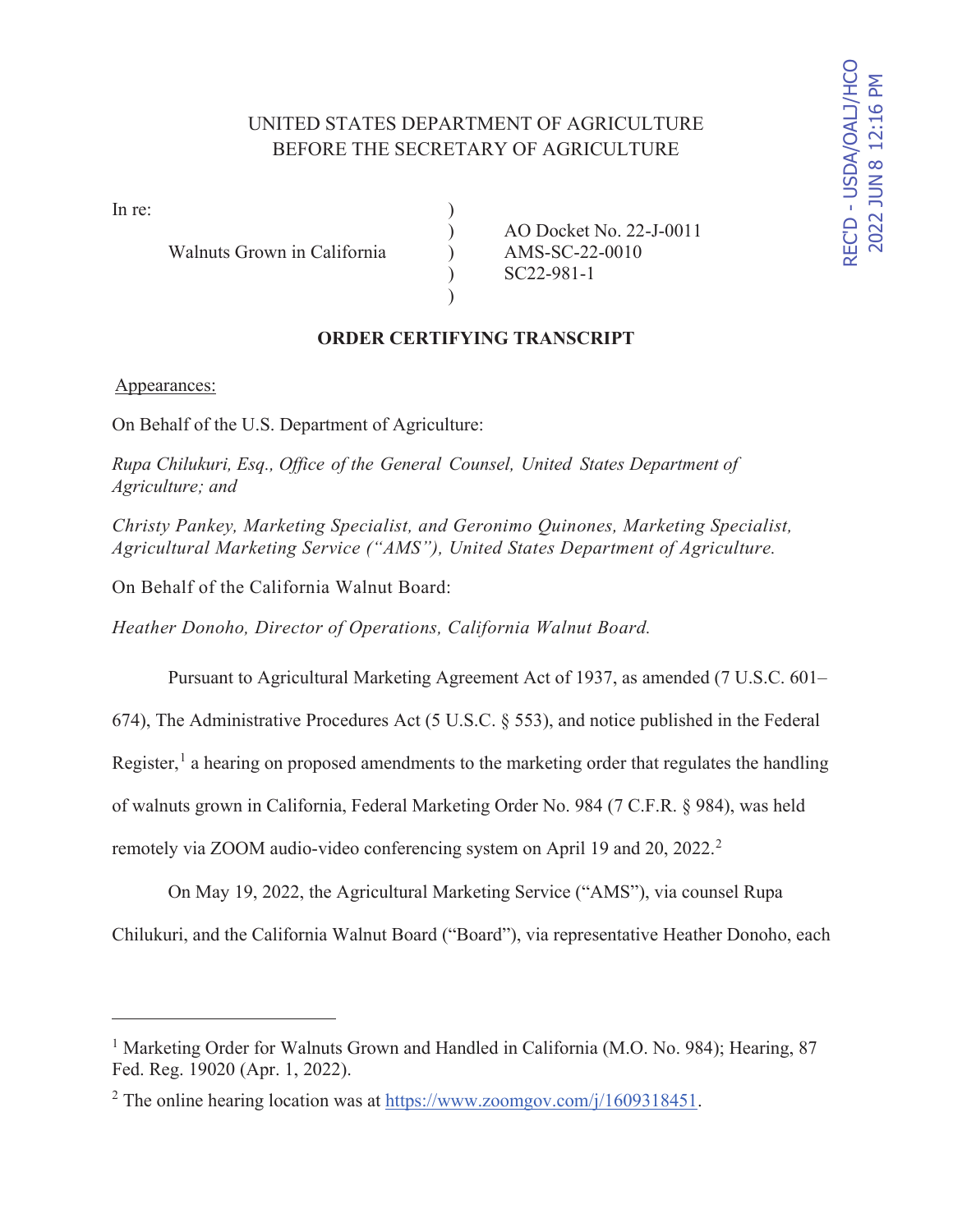REC'D - USDA/OALJ/HCO 2022 JUN 8 12:16 PM

UNITED STATES DEPARTMENT OF AGRICULTURE
BEFORE THE SECRETARY OF AGRICULTURE

In re:

Walnuts Grown in California

AO Docket No. 22-J-0011
AMS-SC-22-0010
SC22-981-1

**ORDER CERTIFYING TRANSCRIPT**

Appearances:

On Behalf of the U.S. Department of Agriculture:

*Rupa Chilukuri, Esq., Office of the General Counsel, United States Department of Agriculture; and*

*Christy Pankey, Marketing Specialist, and Geronimo Quinones, Marketing Specialist, Agricultural Marketing Service ("AMS"), United States Department of Agriculture.*

On Behalf of the California Walnut Board:

*Heather Donoho, Director of Operations, California Walnut Board.*

Pursuant to Agricultural Marketing Agreement Act of 1937, as amended (7 U.S.C. 601–674), The Administrative Procedures Act (5 U.S.C. § 553), and notice published in the Federal Register,[1] a hearing on proposed amendments to the marketing order that regulates the handling of walnuts grown in California, Federal Marketing Order No. 984 (7 C.F.R. § 984), was held remotely via ZOOM audio-video conferencing system on April 19 and 20, 2022.[2]

On May 19, 2022, the Agricultural Marketing Service ("AMS"), via counsel Rupa Chilukuri, and the California Walnut Board ("Board"), via representative Heather Donoho, each

---

[1] Marketing Order for Walnuts Grown and Handled in California (M.O. No. 984); Hearing, 87 Fed. Reg. 19020 (Apr. 1, 2022).

[2] The online hearing location was at https://www.zoomgov.com/j/1609318451.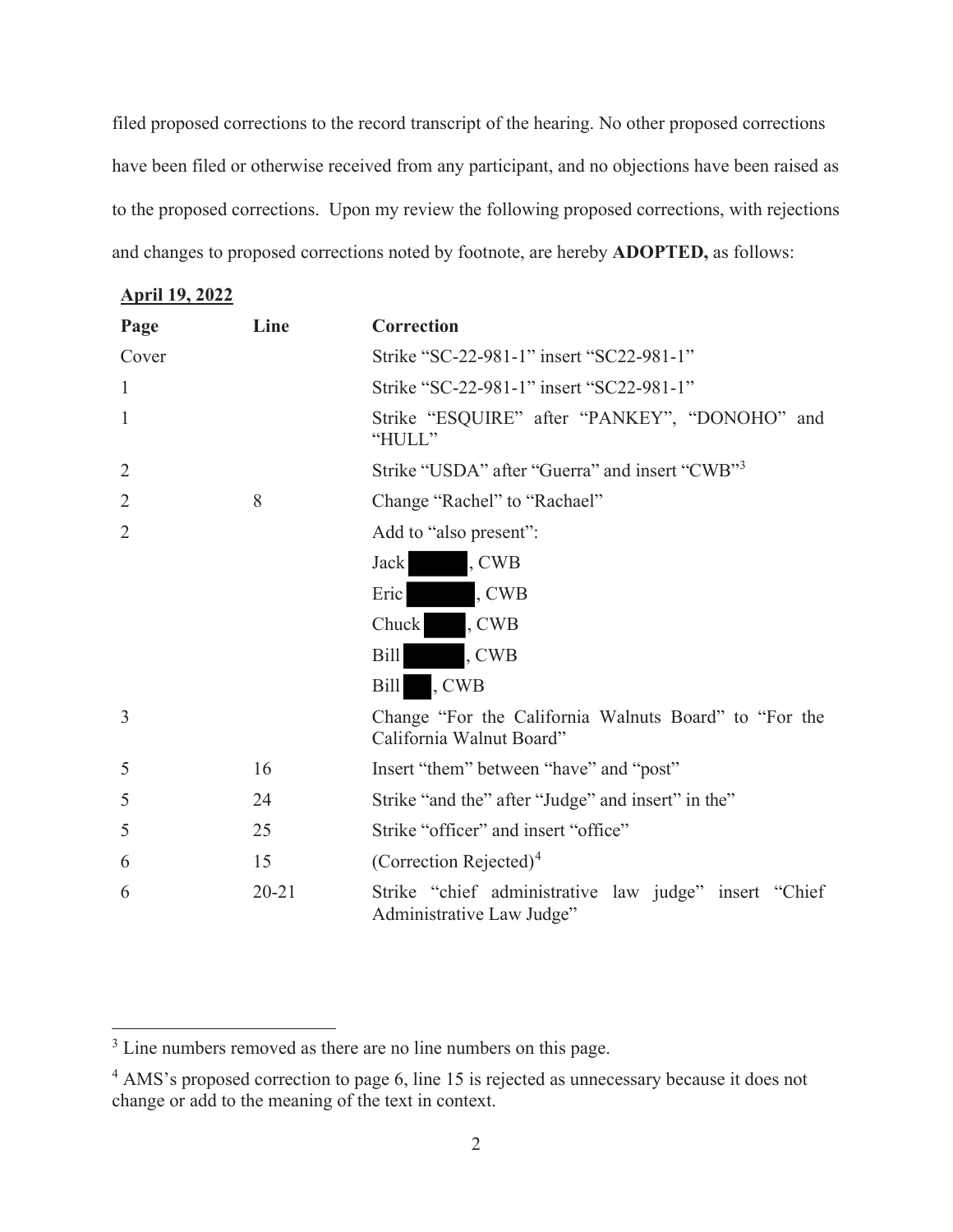filed proposed corrections to the record transcript of the hearing. No other proposed corrections have been filed or otherwise received from any participant, and no objections have been raised as to the proposed corrections. Upon my review the following proposed corrections, with rejections and changes to proposed corrections noted by footnote, are hereby **ADOPTED,** as follows:

**April 19, 2022**

| Page | Line | Correction |
|---|---|---|
| Cover | | Strike "SC-22-981-1" insert "SC22-981-1" |
| 1 | | Strike "SC-22-981-1" insert "SC22-981-1" |
| 1 | | Strike "ESQUIRE" after "PANKEY", "DONOHO" and "HULL" |
| 2 | | Strike "USDA" after "Guerra" and insert "CWB"[3] |
| 2 | 8 | Change "Rachel" to "Rachael" |
| 2 | | Add to "also present": <br> Jack [REDACTED], CWB <br> Eric [REDACTED], CWB <br> Chuck [REDACTED], CWB <br> Bill [REDACTED], CWB <br> Bill [REDACTED], CWB |
| 3 | | Change "For the California Walnuts Board" to "For the California Walnut Board" |
| 5 | 16 | Insert "them" between "have" and "post" |
| 5 | 24 | Strike "and the" after "Judge" and insert" in the" |
| 5 | 25 | Strike "officer" and insert "office" |
| 6 | 15 | (Correction Rejected)[4] |
| 6 | 20-21 | Strike "chief administrative law judge" insert "Chief Administrative Law Judge" |

[3] Line numbers removed as there are no line numbers on this page.

[4] AMS's proposed correction to page 6, line 15 is rejected as unnecessary because it does not change or add to the meaning of the text in context.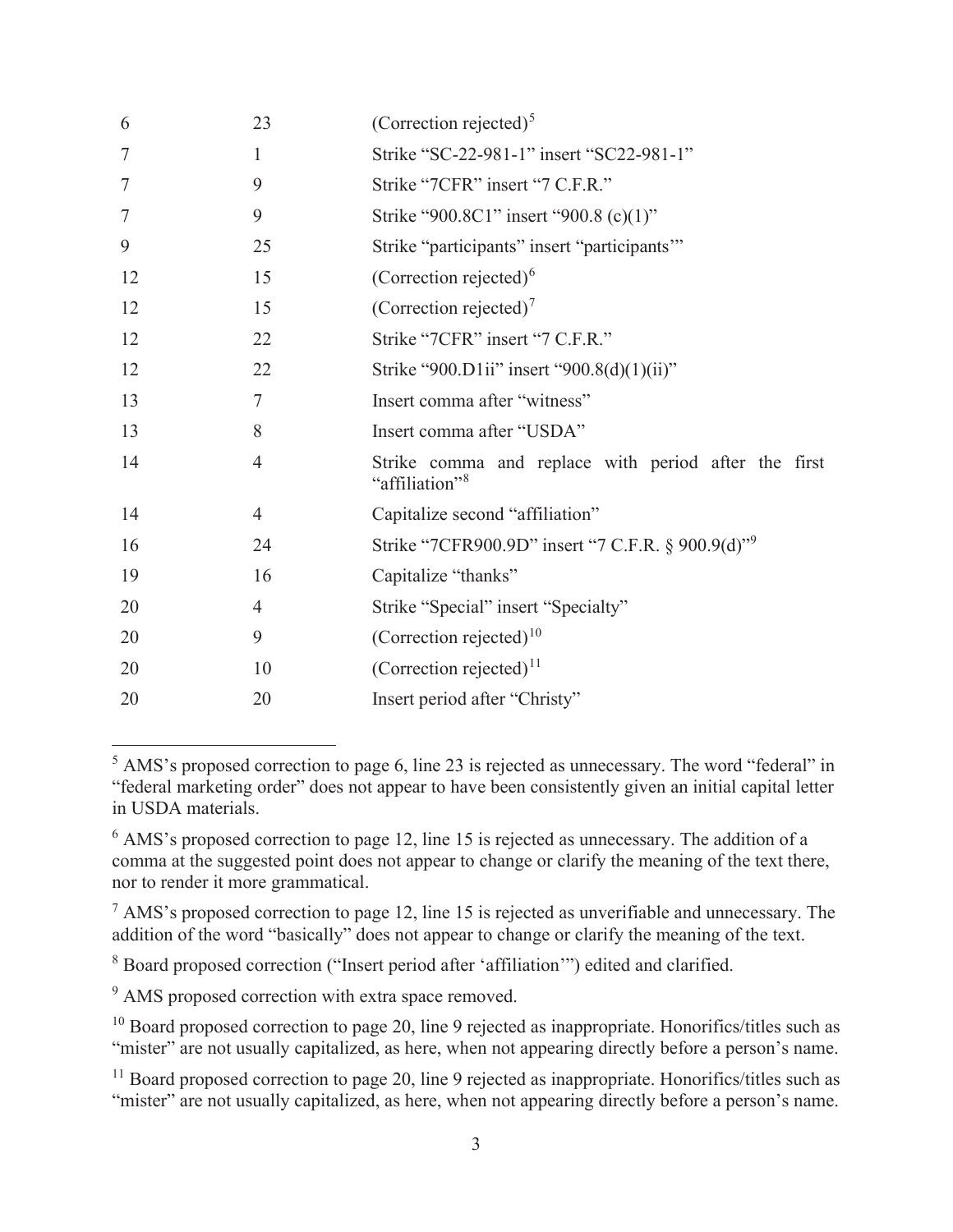| | | |
|---|---|---|
| 6 | 23 | (Correction rejected)[5] |
| 7 | 1 | Strike "SC-22-981-1" insert "SC22-981-1" |
| 7 | 9 | Strike "7CFR" insert "7 C.F.R." |
| 7 | 9 | Strike "900.8C1" insert "900.8 (c)(1)" |
| 9 | 25 | Strike "participants" insert "participants'" |
| 12 | 15 | (Correction rejected)[6] |
| 12 | 15 | (Correction rejected)[7] |
| 12 | 22 | Strike "7CFR" insert "7 C.F.R." |
| 12 | 22 | Strike "900.D1ii" insert "900.8(d)(1)(ii)" |
| 13 | 7 | Insert comma after "witness" |
| 13 | 8 | Insert comma after "USDA" |
| 14 | 4 | Strike comma and replace with period after the first "affiliation"[8] |
| 14 | 4 | Capitalize second "affiliation" |
| 16 | 24 | Strike "7CFR900.9D" insert "7 C.F.R. § 900.9(d)"[9] |
| 19 | 16 | Capitalize "thanks" |
| 20 | 4 | Strike "Special" insert "Specialty" |
| 20 | 9 | (Correction rejected)[10] |
| 20 | 10 | (Correction rejected)[11] |
| 20 | 20 | Insert period after "Christy" |

[5] AMS's proposed correction to page 6, line 23 is rejected as unnecessary. The word "federal" in "federal marketing order" does not appear to have been consistently given an initial capital letter in USDA materials.

[6] AMS's proposed correction to page 12, line 15 is rejected as unnecessary. The addition of a comma at the suggested point does not appear to change or clarify the meaning of the text there, nor to render it more grammatical.

[7] AMS's proposed correction to page 12, line 15 is rejected as unverifiable and unnecessary. The addition of the word "basically" does not appear to change or clarify the meaning of the text.

[8] Board proposed correction ("Insert period after 'affiliation'") edited and clarified.

[9] AMS proposed correction with extra space removed.

[10] Board proposed correction to page 20, line 9 rejected as inappropriate. Honorifics/titles such as "mister" are not usually capitalized, as here, when not appearing directly before a person's name.

[11] Board proposed correction to page 20, line 9 rejected as inappropriate. Honorifics/titles such as "mister" are not usually capitalized, as here, when not appearing directly before a person's name.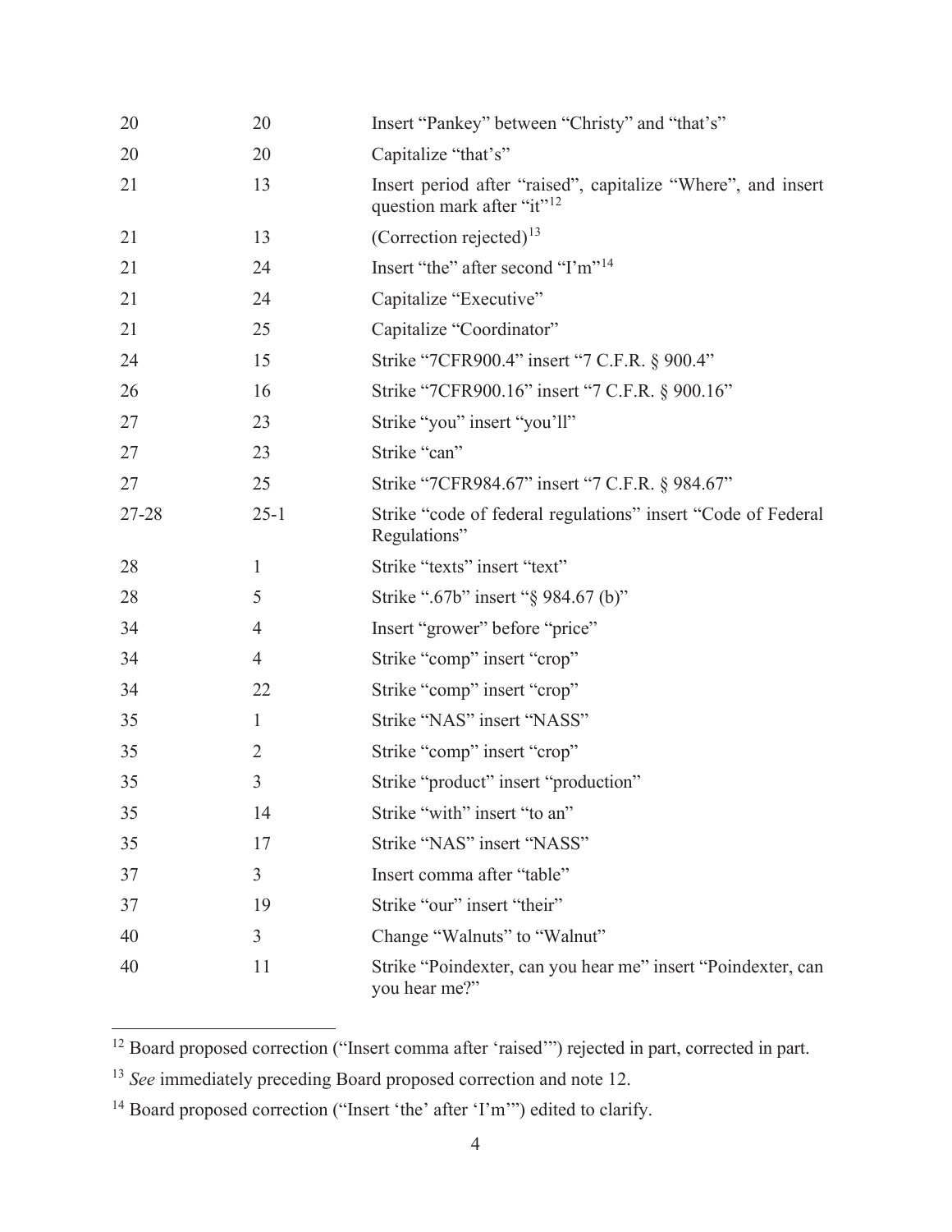| | | |
|---|---|---|
| 20 | 20 | Insert “Pankey” between “Christy” and “that’s” |
| 20 | 20 | Capitalize “that’s” |
| 21 | 13 | Insert period after “raised”, capitalize “Where”, and insert question mark after “it”[12] |
| 21 | 13 | (Correction rejected)[13] |
| 21 | 24 | Insert “the” after second “I’m”[14] |
| 21 | 24 | Capitalize “Executive” |
| 21 | 25 | Capitalize “Coordinator” |
| 24 | 15 | Strike “7CFR900.4” insert “7 C.F.R. § 900.4” |
| 26 | 16 | Strike “7CFR900.16” insert “7 C.F.R. § 900.16” |
| 27 | 23 | Strike “you” insert “you’ll” |
| 27 | 23 | Strike “can” |
| 27 | 25 | Strike “7CFR984.67” insert “7 C.F.R. § 984.67” |
| 27-28 | 25-1 | Strike “code of federal regulations” insert “Code of Federal Regulations” |
| 28 | 1 | Strike “texts” insert “text” |
| 28 | 5 | Strike “.67b” insert “§ 984.67 (b)” |
| 34 | 4 | Insert “grower” before “price” |
| 34 | 4 | Strike “comp” insert “crop” |
| 34 | 22 | Strike “comp” insert “crop” |
| 35 | 1 | Strike “NAS” insert “NASS” |
| 35 | 2 | Strike “comp” insert “crop” |
| 35 | 3 | Strike “product” insert “production” |
| 35 | 14 | Strike “with” insert “to an” |
| 35 | 17 | Strike “NAS” insert “NASS” |
| 37 | 3 | Insert comma after “table” |
| 37 | 19 | Strike “our” insert “their” |
| 40 | 3 | Change “Walnuts” to “Walnut” |
| 40 | 11 | Strike “Poindexter, can you hear me” insert “Poindexter, can you hear me?” |

[12] Board proposed correction (“Insert comma after ‘raised’”) rejected in part, corrected in part.

[13] *See* immediately preceding Board proposed correction and note 12.

[14] Board proposed correction (“Insert ‘the’ after ‘I’m’”) edited to clarify.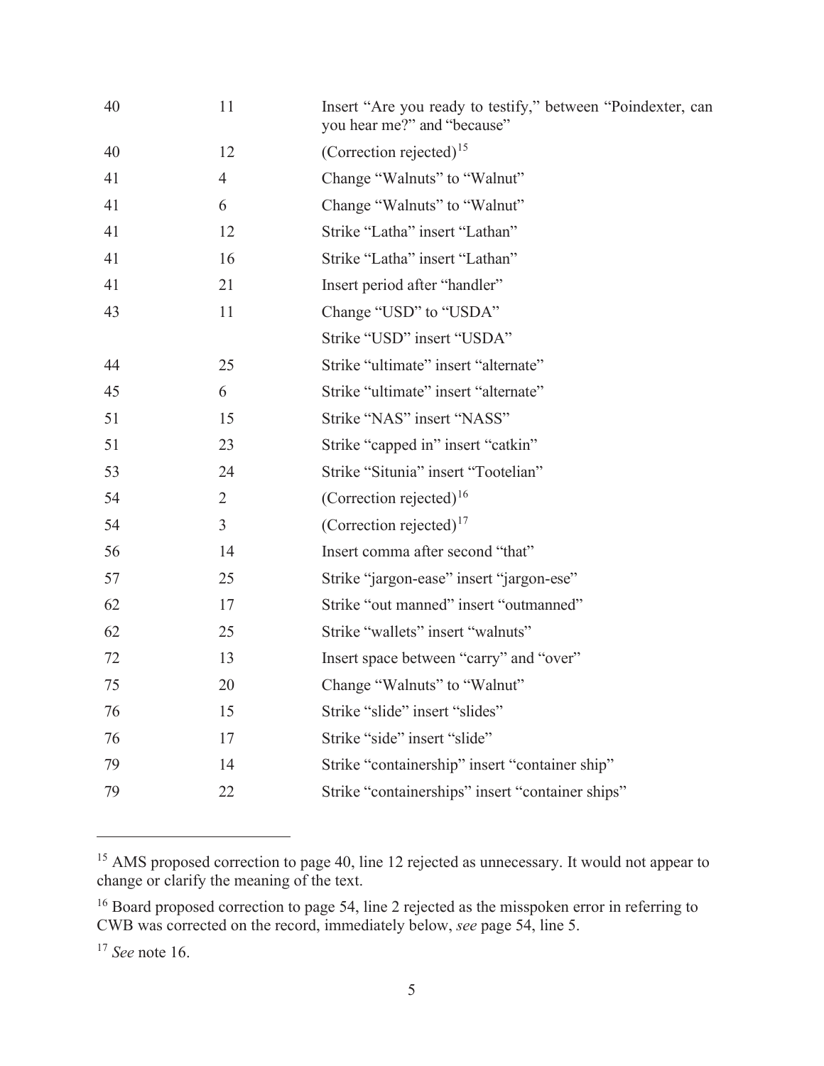| | | |
|---|---|---|
| 40 | 11 | Insert “Are you ready to testify,” between “Poindexter, can you hear me?” and “because” |
| 40 | 12 | (Correction rejected)[15] |
| 41 | 4 | Change “Walnuts” to “Walnut” |
| 41 | 6 | Change “Walnuts” to “Walnut” |
| 41 | 12 | Strike “Latha” insert “Lathan” |
| 41 | 16 | Strike “Latha” insert “Lathan” |
| 41 | 21 | Insert period after “handler” |
| 43 | 11 | Change “USD” to “USDA” |
| | | Strike “USD” insert “USDA” |
| 44 | 25 | Strike “ultimate” insert “alternate” |
| 45 | 6 | Strike “ultimate” insert “alternate” |
| 51 | 15 | Strike “NAS” insert “NASS” |
| 51 | 23 | Strike “capped in” insert “catkin” |
| 53 | 24 | Strike “Situnia” insert “Tootelian” |
| 54 | 2 | (Correction rejected)[16] |
| 54 | 3 | (Correction rejected)[17] |
| 56 | 14 | Insert comma after second “that” |
| 57 | 25 | Strike “jargon-ease” insert “jargon-ese” |
| 62 | 17 | Strike “out manned” insert “outmanned” |
| 62 | 25 | Strike “wallets” insert “walnuts” |
| 72 | 13 | Insert space between “carry” and “over” |
| 75 | 20 | Change “Walnuts” to “Walnut” |
| 76 | 15 | Strike “slide” insert “slides” |
| 76 | 17 | Strike “side” insert “slide” |
| 79 | 14 | Strike “containership” insert “container ship” |
| 79 | 22 | Strike “containerships” insert “container ships” |

---

[15] AMS proposed correction to page 40, line 12 rejected as unnecessary. It would not appear to change or clarify the meaning of the text.

[16] Board proposed correction to page 54, line 2 rejected as the misspoken error in referring to CWB was corrected on the record, immediately below, *see* page 54, line 5.

[17] *See* note 16.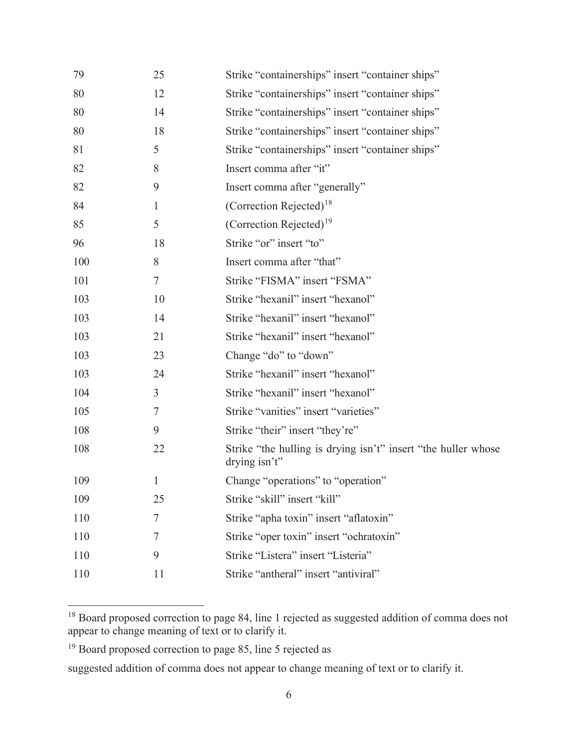| | | |
|---|---|---|
| 79 | 25 | Strike “containerships” insert “container ships” |
| 80 | 12 | Strike “containerships” insert “container ships” |
| 80 | 14 | Strike “containerships” insert “container ships” |
| 80 | 18 | Strike “containerships” insert “container ships” |
| 81 | 5 | Strike “containerships” insert “container ships” |
| 82 | 8 | Insert comma after “it” |
| 82 | 9 | Insert comma after “generally” |
| 84 | 1 | (Correction Rejected)[18] |
| 85 | 5 | (Correction Rejected)[19] |
| 96 | 18 | Strike “or” insert “to” |
| 100 | 8 | Insert comma after “that” |
| 101 | 7 | Strike “FISMA” insert “FSMA” |
| 103 | 10 | Strike “hexanil” insert “hexanol” |
| 103 | 14 | Strike “hexanil” insert “hexanol” |
| 103 | 21 | Strike “hexanil” insert “hexanol” |
| 103 | 23 | Change “do” to “down” |
| 103 | 24 | Strike “hexanil” insert “hexanol” |
| 104 | 3 | Strike “hexanil” insert “hexanol” |
| 105 | 7 | Strike “vanities” insert “varieties” |
| 108 | 9 | Strike “their” insert “they’re” |
| 108 | 22 | Strike “the hulling is drying isn’t” insert “the huller whose drying isn’t” |
| 109 | 1 | Change “operations” to “operation” |
| 109 | 25 | Strike “skill” insert “kill” |
| 110 | 7 | Strike “apha toxin” insert “aflatoxin” |
| 110 | 7 | Strike “oper toxin” insert “ochratoxin” |
| 110 | 9 | Strike “Listera” insert “Listeria” |
| 110 | 11 | Strike “antheral” insert “antiviral” |

[18] Board proposed correction to page 84, line 1 rejected as suggested addition of comma does not appear to change meaning of text or to clarify it.

[19] Board proposed correction to page 85, line 5 rejected as

suggested addition of comma does not appear to change meaning of text or to clarify it.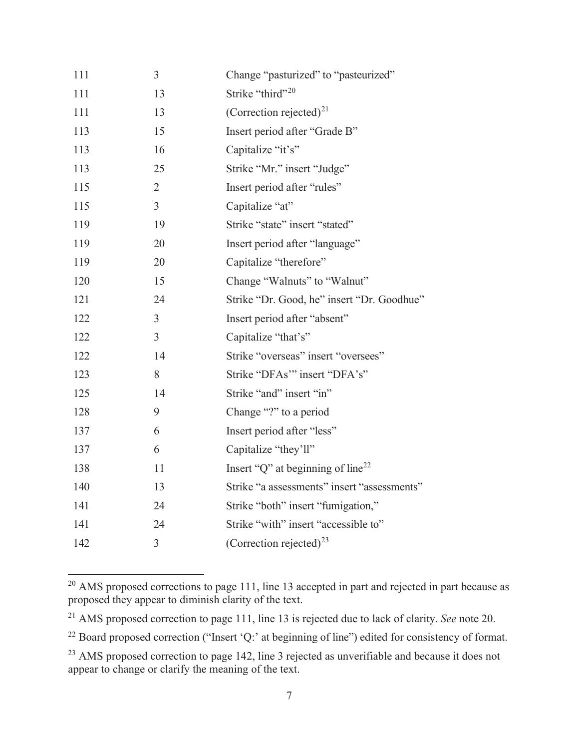| | | |
|---|---|---|
| 111 | 3 | Change "pasturized" to "pasteurized" |
| 111 | 13 | Strike "third"[20] |
| 111 | 13 | (Correction rejected)[21] |
| 113 | 15 | Insert period after "Grade B" |
| 113 | 16 | Capitalize "it's" |
| 113 | 25 | Strike "Mr." insert "Judge" |
| 115 | 2 | Insert period after "rules" |
| 115 | 3 | Capitalize "at" |
| 119 | 19 | Strike "state" insert "stated" |
| 119 | 20 | Insert period after "language" |
| 119 | 20 | Capitalize "therefore" |
| 120 | 15 | Change "Walnuts" to "Walnut" |
| 121 | 24 | Strike "Dr. Good, he" insert "Dr. Goodhue" |
| 122 | 3 | Insert period after "absent" |
| 122 | 3 | Capitalize "that's" |
| 122 | 14 | Strike "overseas" insert "oversees" |
| 123 | 8 | Strike "DFAs'" insert "DFA's" |
| 125 | 14 | Strike "and" insert "in" |
| 128 | 9 | Change "?" to a period |
| 137 | 6 | Insert period after "less" |
| 137 | 6 | Capitalize "they'll" |
| 138 | 11 | Insert "Q" at beginning of line[22] |
| 140 | 13 | Strike "a assessments" insert "assessments" |
| 141 | 24 | Strike "both" insert "fumigation," |
| 141 | 24 | Strike "with" insert "accessible to" |
| 142 | 3 | (Correction rejected)[23] |

[20] AMS proposed corrections to page 111, line 13 accepted in part and rejected in part because as proposed they appear to diminish clarity of the text.

[21] AMS proposed correction to page 111, line 13 is rejected due to lack of clarity. *See* note 20.

[22] Board proposed correction ("Insert 'Q:' at beginning of line") edited for consistency of format.

[23] AMS proposed correction to page 142, line 3 rejected as unverifiable and because it does not appear to change or clarify the meaning of the text.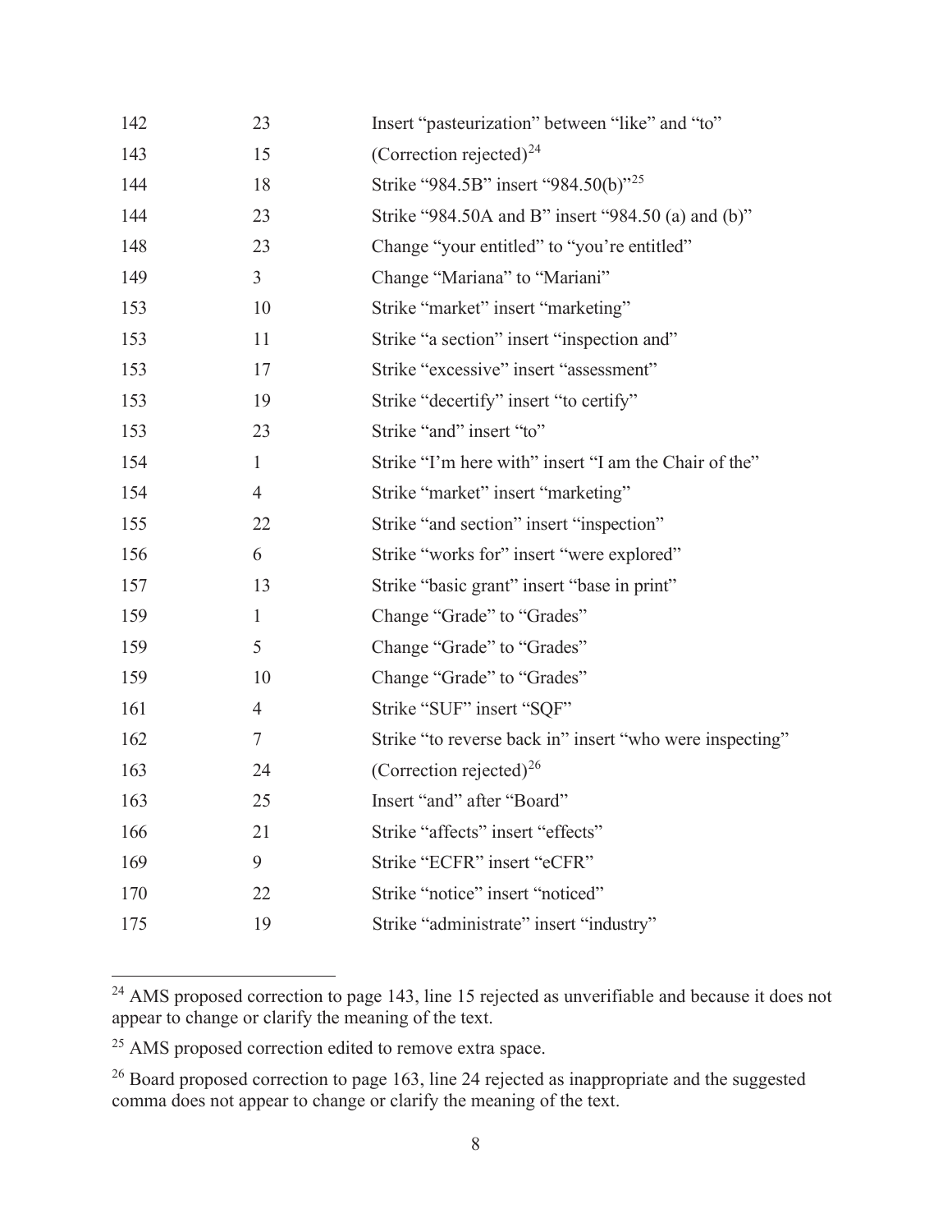| | | |
|---|---|---|
| 142 | 23 | Insert "pasteurization" between "like" and "to" |
| 143 | 15 | (Correction rejected)[24] |
| 144 | 18 | Strike "984.5B" insert "984.50(b)"[25] |
| 144 | 23 | Strike "984.50A and B" insert "984.50 (a) and (b)" |
| 148 | 23 | Change "your entitled" to "you're entitled" |
| 149 | 3 | Change "Mariana" to "Mariani" |
| 153 | 10 | Strike "market" insert "marketing" |
| 153 | 11 | Strike "a section" insert "inspection and" |
| 153 | 17 | Strike "excessive" insert "assessment" |
| 153 | 19 | Strike "decertify" insert "to certify" |
| 153 | 23 | Strike "and" insert "to" |
| 154 | 1 | Strike "I'm here with" insert "I am the Chair of the" |
| 154 | 4 | Strike "market" insert "marketing" |
| 155 | 22 | Strike "and section" insert "inspection" |
| 156 | 6 | Strike "works for" insert "were explored" |
| 157 | 13 | Strike "basic grant" insert "base in print" |
| 159 | 1 | Change "Grade" to "Grades" |
| 159 | 5 | Change "Grade" to "Grades" |
| 159 | 10 | Change "Grade" to "Grades" |
| 161 | 4 | Strike "SUF" insert "SQF" |
| 162 | 7 | Strike "to reverse back in" insert "who were inspecting" |
| 163 | 24 | (Correction rejected)[26] |
| 163 | 25 | Insert "and" after "Board" |
| 166 | 21 | Strike "affects" insert "effects" |
| 169 | 9 | Strike "ECFR" insert "eCFR" |
| 170 | 22 | Strike "notice" insert "noticed" |
| 175 | 19 | Strike "administrate" insert "industry" |

[24] AMS proposed correction to page 143, line 15 rejected as unverifiable and because it does not appear to change or clarify the meaning of the text.

[25] AMS proposed correction edited to remove extra space.

[26] Board proposed correction to page 163, line 24 rejected as inappropriate and the suggested comma does not appear to change or clarify the meaning of the text.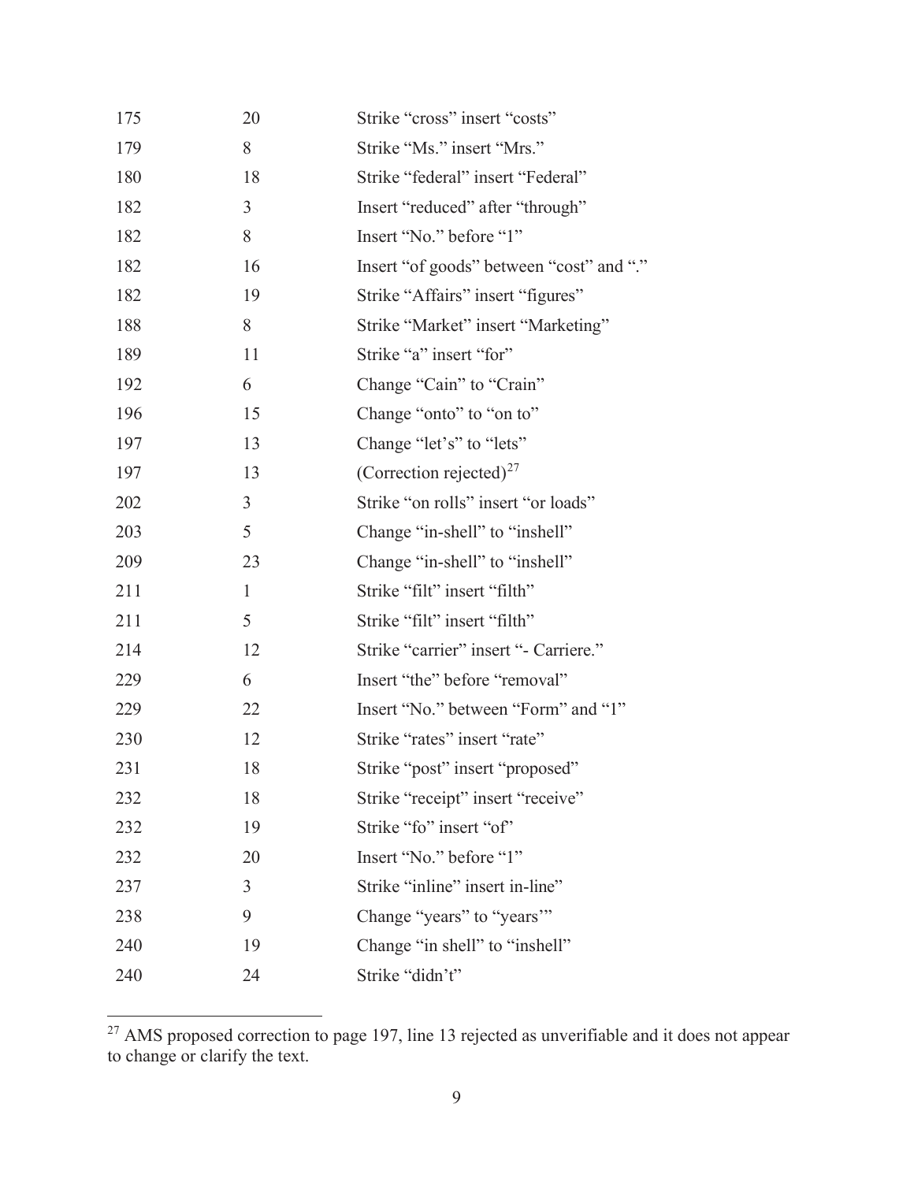| | | |
|---|---|---|
| 175 | 20 | Strike “cross” insert “costs” |
| 179 | 8 | Strike “Ms.” insert “Mrs.” |
| 180 | 18 | Strike “federal” insert “Federal” |
| 182 | 3 | Insert “reduced” after “through” |
| 182 | 8 | Insert “No.” before “1” |
| 182 | 16 | Insert “of goods” between “cost” and “.” |
| 182 | 19 | Strike “Affairs” insert “figures” |
| 188 | 8 | Strike “Market” insert “Marketing” |
| 189 | 11 | Strike “a” insert “for” |
| 192 | 6 | Change “Cain” to “Crain” |
| 196 | 15 | Change “onto” to “on to” |
| 197 | 13 | Change “let’s” to “lets” |
| 197 | 13 | (Correction rejected)[27] |
| 202 | 3 | Strike “on rolls” insert “or loads” |
| 203 | 5 | Change “in-shell” to “inshell” |
| 209 | 23 | Change “in-shell” to “inshell” |
| 211 | 1 | Strike “filt” insert “filth” |
| 211 | 5 | Strike “filt” insert “filth” |
| 214 | 12 | Strike “carrier” insert “- Carriere.” |
| 229 | 6 | Insert “the” before “removal” |
| 229 | 22 | Insert “No.” between “Form” and “1” |
| 230 | 12 | Strike “rates” insert “rate” |
| 231 | 18 | Strike “post” insert “proposed” |
| 232 | 18 | Strike “receipt” insert “receive” |
| 232 | 19 | Strike “fo” insert “of” |
| 232 | 20 | Insert “No.” before “1” |
| 237 | 3 | Strike “inline” insert in-line” |
| 238 | 9 | Change “years” to “years’” |
| 240 | 19 | Change “in shell” to “inshell” |
| 240 | 24 | Strike “didn’t” |

[27] AMS proposed correction to page 197, line 13 rejected as unverifiable and it does not appear to change or clarify the text.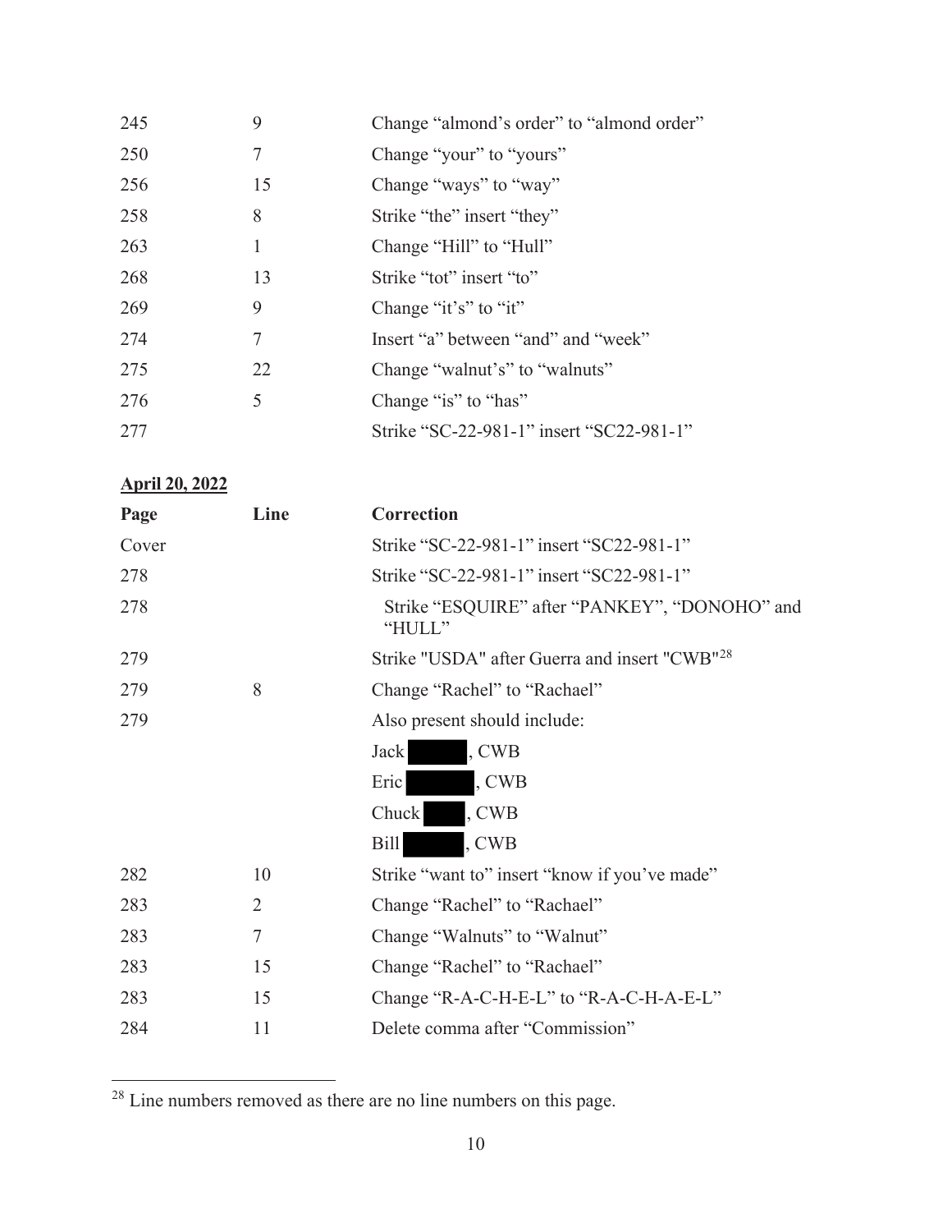| | | |
|---|---|---|
| 245 | 9 | Change “almond’s order” to “almond order” |
| 250 | 7 | Change “your” to “yours” |
| 256 | 15 | Change “ways” to “way” |
| 258 | 8 | Strike “the” insert “they” |
| 263 | 1 | Change “Hill” to “Hull” |
| 268 | 13 | Strike “tot” insert “to” |
| 269 | 9 | Change “it’s” to “it” |
| 274 | 7 | Insert “a” between “and” and “week” |
| 275 | 22 | Change “walnut’s” to “walnuts” |
| 276 | 5 | Change “is” to “has” |
| 277 | | Strike “SC-22-981-1” insert “SC22-981-1” |

**April 20, 2022**

| Page | Line | Correction |
|---|---|---|
| Cover | | Strike “SC-22-981-1” insert “SC22-981-1” |
| 278 | | Strike “SC-22-981-1” insert “SC22-981-1” |
| 278 | | Strike “ESQUIRE” after “PANKEY”, “DONOHO” and “HULL” |
| 279 | | Strike "USDA" after Guerra and insert "CWB"[28] |
| 279 | 8 | Change “Rachel” to “Rachael” |
| 279 | | Also present should include:<br>Jack ████, CWB<br>Eric ████, CWB<br>Chuck ████, CWB<br>Bill ████, CWB |
| 282 | 10 | Strike “want to” insert “know if you’ve made” |
| 283 | 2 | Change “Rachel” to “Rachael” |
| 283 | 7 | Change “Walnuts” to “Walnut” |
| 283 | 15 | Change “Rachel” to “Rachael” |
| 283 | 15 | Change “R-A-C-H-E-L” to “R-A-C-H-A-E-L” |
| 284 | 11 | Delete comma after “Commission” |

[28] Line numbers removed as there are no line numbers on this page.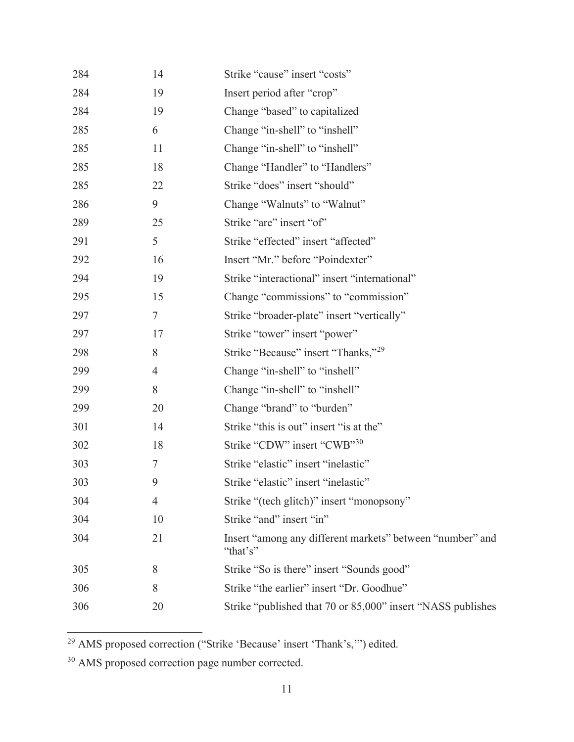| | | |
|---|---|---|
| 284 | 14 | Strike “cause” insert “costs” |
| 284 | 19 | Insert period after “crop” |
| 284 | 19 | Change “based” to capitalized |
| 285 | 6 | Change “in-shell” to “inshell” |
| 285 | 11 | Change “in-shell” to “inshell” |
| 285 | 18 | Change “Handler” to “Handlers” |
| 285 | 22 | Strike “does” insert “should” |
| 286 | 9 | Change “Walnuts” to “Walnut” |
| 289 | 25 | Strike “are” insert “of” |
| 291 | 5 | Strike “effected” insert “affected” |
| 292 | 16 | Insert “Mr.” before “Poindexter” |
| 294 | 19 | Strike “interactional” insert “international” |
| 295 | 15 | Change “commissions” to “commission” |
| 297 | 7 | Strike “broader-plate” insert “vertically” |
| 297 | 17 | Strike “tower” insert “power” |
| 298 | 8 | Strike “Because” insert “Thanks,”[29] |
| 299 | 4 | Change “in-shell” to “inshell” |
| 299 | 8 | Change “in-shell” to “inshell” |
| 299 | 20 | Change “brand” to “burden” |
| 301 | 14 | Strike “this is out” insert “is at the” |
| 302 | 18 | Strike “CDW” insert “CWB”[30] |
| 303 | 7 | Strike “elastic” insert “inelastic” |
| 303 | 9 | Strike “elastic” insert “inelastic” |
| 304 | 4 | Strike “(tech glitch)” insert “monopsony” |
| 304 | 10 | Strike “and” insert “in” |
| 304 | 21 | Insert “among any different markets” between “number” and “that’s” |
| 305 | 8 | Strike “So is there” insert “Sounds good” |
| 306 | 8 | Strike “the earlier” insert “Dr. Goodhue” |
| 306 | 20 | Strike “published that 70 or 85,000” insert “NASS publishes |

[29] AMS proposed correction (“Strike ‘Because’ insert ‘Thank’s,’”) edited.

[30] AMS proposed correction page number corrected.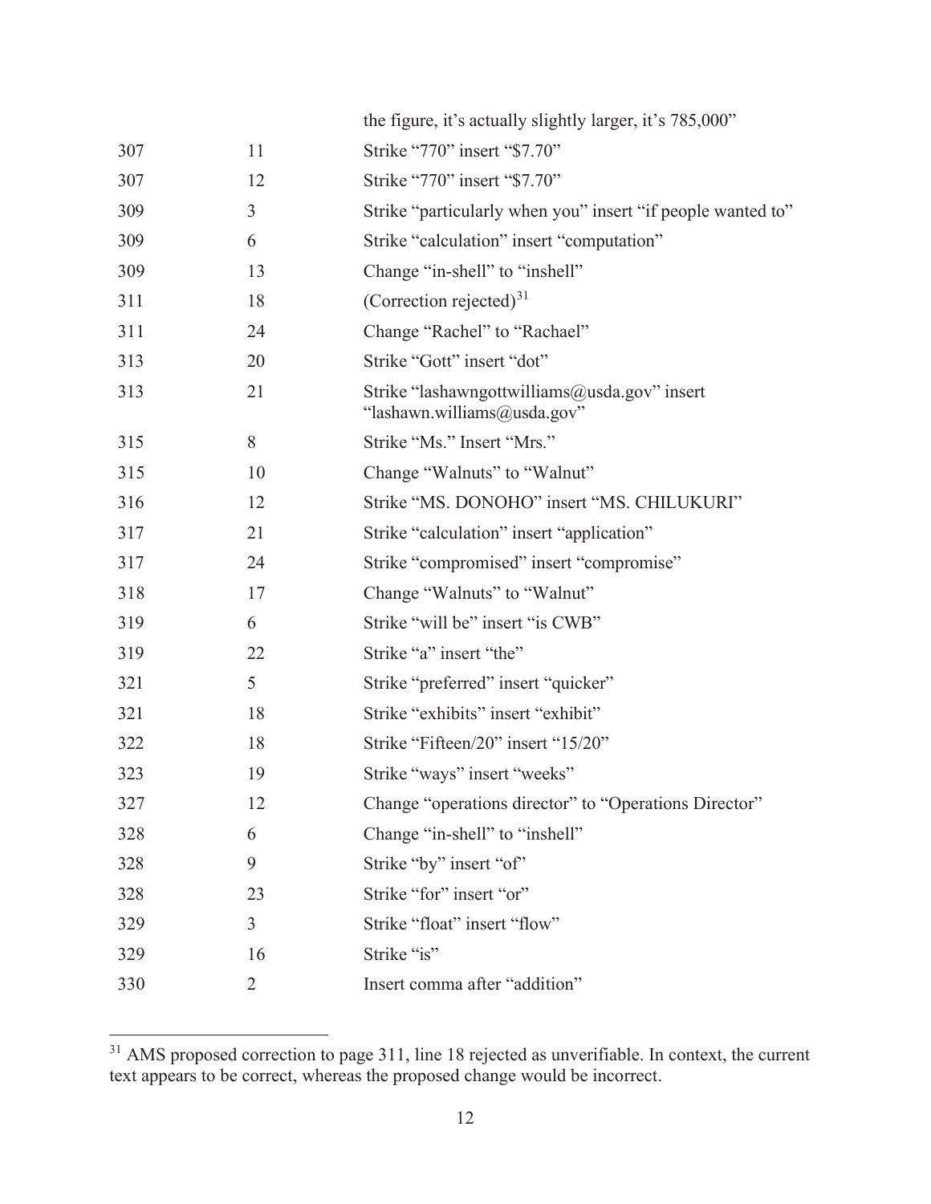| | | |
|---|---|---|
| | | the figure, it's actually slightly larger, it's 785,000" |
| 307 | 11 | Strike "770" insert "$7.70" |
| 307 | 12 | Strike "770" insert "$7.70" |
| 309 | 3 | Strike "particularly when you" insert "if people wanted to" |
| 309 | 6 | Strike "calculation" insert "computation" |
| 309 | 13 | Change "in-shell" to "inshell" |
| 311 | 18 | (Correction rejected)[31] |
| 311 | 24 | Change "Rachel" to "Rachael" |
| 313 | 20 | Strike "Gott" insert "dot" |
| 313 | 21 | Strike "lashawngottwilliams@usda.gov" insert "lashawn.williams@usda.gov" |
| 315 | 8 | Strike "Ms." Insert "Mrs." |
| 315 | 10 | Change "Walnuts" to "Walnut" |
| 316 | 12 | Strike "MS. DONOHO" insert "MS. CHILUKURI" |
| 317 | 21 | Strike "calculation" insert "application" |
| 317 | 24 | Strike "compromised" insert "compromise" |
| 318 | 17 | Change "Walnuts" to "Walnut" |
| 319 | 6 | Strike "will be" insert "is CWB" |
| 319 | 22 | Strike "a" insert "the" |
| 321 | 5 | Strike "preferred" insert "quicker" |
| 321 | 18 | Strike "exhibits" insert "exhibit" |
| 322 | 18 | Strike "Fifteen/20" insert "15/20" |
| 323 | 19 | Strike "ways" insert "weeks" |
| 327 | 12 | Change "operations director" to "Operations Director" |
| 328 | 6 | Change "in-shell" to "inshell" |
| 328 | 9 | Strike "by" insert "of" |
| 328 | 23 | Strike "for" insert "or" |
| 329 | 3 | Strike "float" insert "flow" |
| 329 | 16 | Strike "is" |
| 330 | 2 | Insert comma after "addition" |

[31] AMS proposed correction to page 311, line 18 rejected as unverifiable. In context, the current text appears to be correct, whereas the proposed change would be incorrect.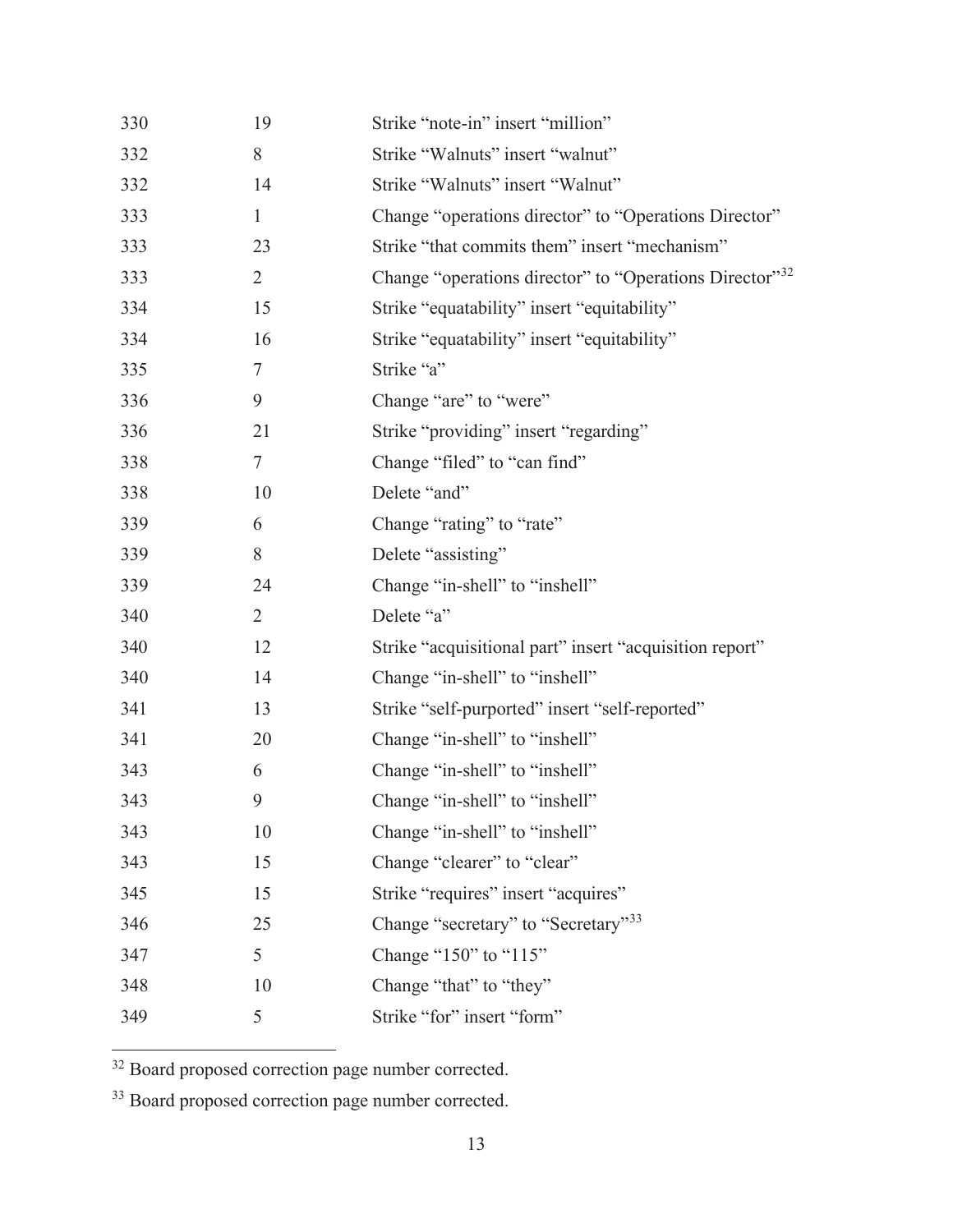| | | |
|---|---|---|
| 330 | 19 | Strike “note-in” insert “million” |
| 332 | 8 | Strike “Walnuts” insert “walnut” |
| 332 | 14 | Strike “Walnuts” insert “Walnut” |
| 333 | 1 | Change “operations director” to “Operations Director” |
| 333 | 23 | Strike “that commits them” insert “mechanism” |
| 333 | 2 | Change “operations director” to “Operations Director”[32] |
| 334 | 15 | Strike “equatability” insert “equitability” |
| 334 | 16 | Strike “equatability” insert “equitability” |
| 335 | 7 | Strike “a” |
| 336 | 9 | Change “are” to “were” |
| 336 | 21 | Strike “providing” insert “regarding” |
| 338 | 7 | Change “filed” to “can find” |
| 338 | 10 | Delete “and” |
| 339 | 6 | Change “rating” to “rate” |
| 339 | 8 | Delete “assisting” |
| 339 | 24 | Change “in-shell” to “inshell” |
| 340 | 2 | Delete “a” |
| 340 | 12 | Strike “acquisitional part” insert “acquisition report” |
| 340 | 14 | Change “in-shell” to “inshell” |
| 341 | 13 | Strike “self-purported” insert “self-reported” |
| 341 | 20 | Change “in-shell” to “inshell” |
| 343 | 6 | Change “in-shell” to “inshell” |
| 343 | 9 | Change “in-shell” to “inshell” |
| 343 | 10 | Change “in-shell” to “inshell” |
| 343 | 15 | Change “clearer” to “clear” |
| 345 | 15 | Strike “requires” insert “acquires” |
| 346 | 25 | Change “secretary” to “Secretary”[33] |
| 347 | 5 | Change “150” to “115” |
| 348 | 10 | Change “that” to “they” |
| 349 | 5 | Strike “for” insert “form” |

[32] Board proposed correction page number corrected.

[33] Board proposed correction page number corrected.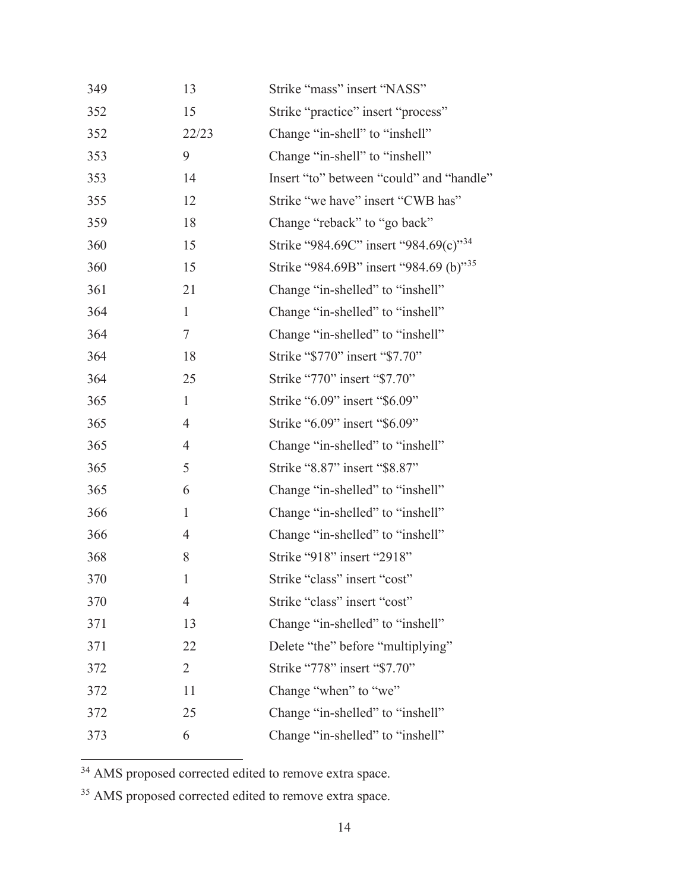| | | |
|---|---|---|
| 349 | 13 | Strike “mass” insert “NASS” |
| 352 | 15 | Strike “practice” insert “process” |
| 352 | 22/23 | Change “in-shell” to “inshell” |
| 353 | 9 | Change “in-shell” to “inshell” |
| 353 | 14 | Insert “to” between “could” and “handle” |
| 355 | 12 | Strike “we have” insert “CWB has” |
| 359 | 18 | Change “reback” to “go back” |
| 360 | 15 | Strike “984.69C” insert “984.69(c)”[34] |
| 360 | 15 | Strike “984.69B” insert “984.69 (b)”[35] |
| 361 | 21 | Change “in-shelled” to “inshell” |
| 364 | 1 | Change “in-shelled” to “inshell” |
| 364 | 7 | Change “in-shelled” to “inshell” |
| 364 | 18 | Strike “$770” insert “$7.70” |
| 364 | 25 | Strike “770” insert “$7.70” |
| 365 | 1 | Strike “6.09” insert “$6.09” |
| 365 | 4 | Strike “6.09” insert “$6.09” |
| 365 | 4 | Change “in-shelled” to “inshell” |
| 365 | 5 | Strike “8.87” insert “$8.87” |
| 365 | 6 | Change “in-shelled” to “inshell” |
| 366 | 1 | Change “in-shelled” to “inshell” |
| 366 | 4 | Change “in-shelled” to “inshell” |
| 368 | 8 | Strike “918” insert “2918” |
| 370 | 1 | Strike “class” insert “cost” |
| 370 | 4 | Strike “class” insert “cost” |
| 371 | 13 | Change “in-shelled” to “inshell” |
| 371 | 22 | Delete “the” before “multiplying” |
| 372 | 2 | Strike “778” insert “$7.70” |
| 372 | 11 | Change “when” to “we” |
| 372 | 25 | Change “in-shelled” to “inshell” |
| 373 | 6 | Change “in-shelled” to “inshell” |

[34] AMS proposed corrected edited to remove extra space.

[35] AMS proposed corrected edited to remove extra space.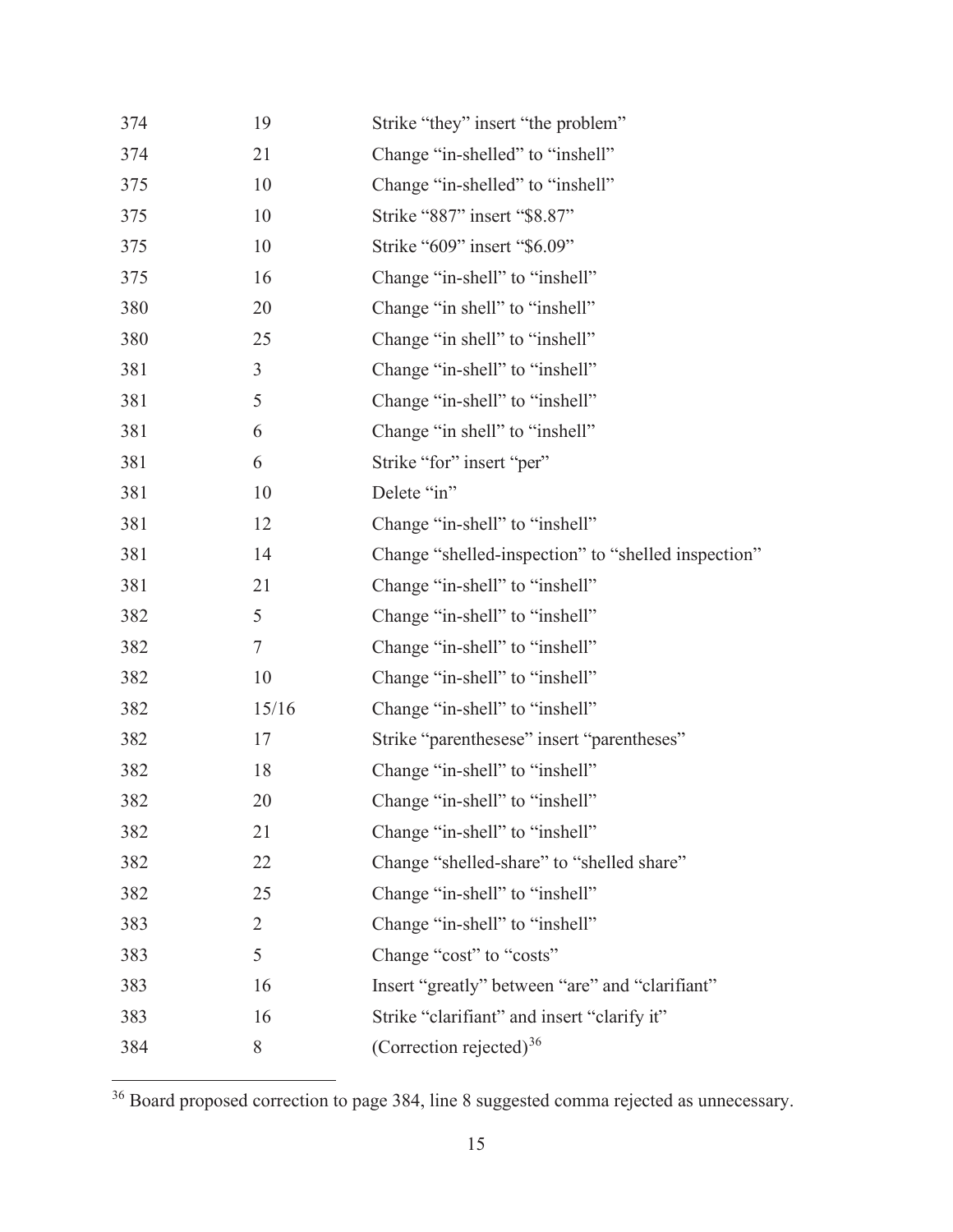| | | |
|---|---|---|
| 374 | 19 | Strike “they” insert “the problem” |
| 374 | 21 | Change “in-shelled” to “inshell” |
| 375 | 10 | Change “in-shelled” to “inshell” |
| 375 | 10 | Strike “887” insert “$8.87” |
| 375 | 10 | Strike “609” insert “$6.09” |
| 375 | 16 | Change “in-shell” to “inshell” |
| 380 | 20 | Change “in shell” to “inshell” |
| 380 | 25 | Change “in shell” to “inshell” |
| 381 | 3 | Change “in-shell” to “inshell” |
| 381 | 5 | Change “in-shell” to “inshell” |
| 381 | 6 | Change “in shell” to “inshell” |
| 381 | 6 | Strike “for” insert “per” |
| 381 | 10 | Delete “in” |
| 381 | 12 | Change “in-shell” to “inshell” |
| 381 | 14 | Change “shelled-inspection” to “shelled inspection” |
| 381 | 21 | Change “in-shell” to “inshell” |
| 382 | 5 | Change “in-shell” to “inshell” |
| 382 | 7 | Change “in-shell” to “inshell” |
| 382 | 10 | Change “in-shell” to “inshell” |
| 382 | 15/16 | Change “in-shell” to “inshell” |
| 382 | 17 | Strike “parenthesese” insert “parentheses” |
| 382 | 18 | Change “in-shell” to “inshell” |
| 382 | 20 | Change “in-shell” to “inshell” |
| 382 | 21 | Change “in-shell” to “inshell” |
| 382 | 22 | Change “shelled-share” to “shelled share” |
| 382 | 25 | Change “in-shell” to “inshell” |
| 383 | 2 | Change “in-shell” to “inshell” |
| 383 | 5 | Change “cost” to “costs” |
| 383 | 16 | Insert “greatly” between “are” and “clarifiant” |
| 383 | 16 | Strike “clarifiant” and insert “clarify it” |
| 384 | 8 | (Correction rejected)[36] |

[36] Board proposed correction to page 384, line 8 suggested comma rejected as unnecessary.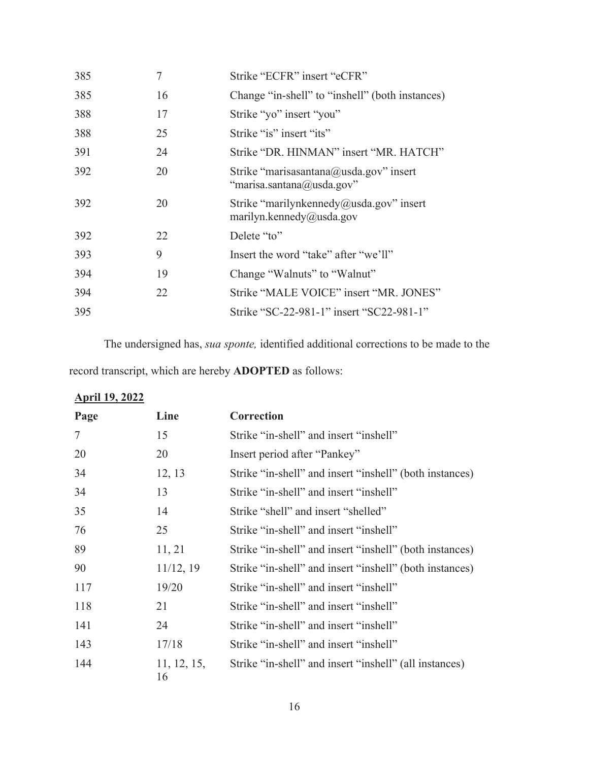| | | |
|---|---|---|
| 385 | 7 | Strike "ECFR" insert "eCFR" |
| 385 | 16 | Change "in-shell" to "inshell" (both instances) |
| 388 | 17 | Strike "yo" insert "you" |
| 388 | 25 | Strike "is" insert "its" |
| 391 | 24 | Strike "DR. HINMAN" insert "MR. HATCH" |
| 392 | 20 | Strike "marisasantana@usda.gov" insert "marisa.santana@usda.gov" |
| 392 | 20 | Strike "marilynkennedy@usda.gov" insert marilyn.kennedy@usda.gov |
| 392 | 22 | Delete "to" |
| 393 | 9 | Insert the word "take" after "we'll" |
| 394 | 19 | Change "Walnuts" to "Walnut" |
| 394 | 22 | Strike "MALE VOICE" insert "MR. JONES" |
| 395 | | Strike "SC-22-981-1" insert "SC22-981-1" |

The undersigned has, *sua sponte,* identified additional corrections to be made to the record transcript, which are hereby **ADOPTED** as follows:

**April 19, 2022**

| **Page** | **Line** | **Correction** |
|---|---|---|
| 7 | 15 | Strike "in-shell" and insert "inshell" |
| 20 | 20 | Insert period after "Pankey" |
| 34 | 12, 13 | Strike "in-shell" and insert "inshell" (both instances) |
| 34 | 13 | Strike "in-shell" and insert "inshell" |
| 35 | 14 | Strike "shell" and insert "shelled" |
| 76 | 25 | Strike "in-shell" and insert "inshell" |
| 89 | 11, 21 | Strike "in-shell" and insert "inshell" (both instances) |
| 90 | 11/12, 19 | Strike "in-shell" and insert "inshell" (both instances) |
| 117 | 19/20 | Strike "in-shell" and insert "inshell" |
| 118 | 21 | Strike "in-shell" and insert "inshell" |
| 141 | 24 | Strike "in-shell" and insert "inshell" |
| 143 | 17/18 | Strike "in-shell" and insert "inshell" |
| 144 | 11, 12, 15, 16 | Strike "in-shell" and insert "inshell" (all instances) |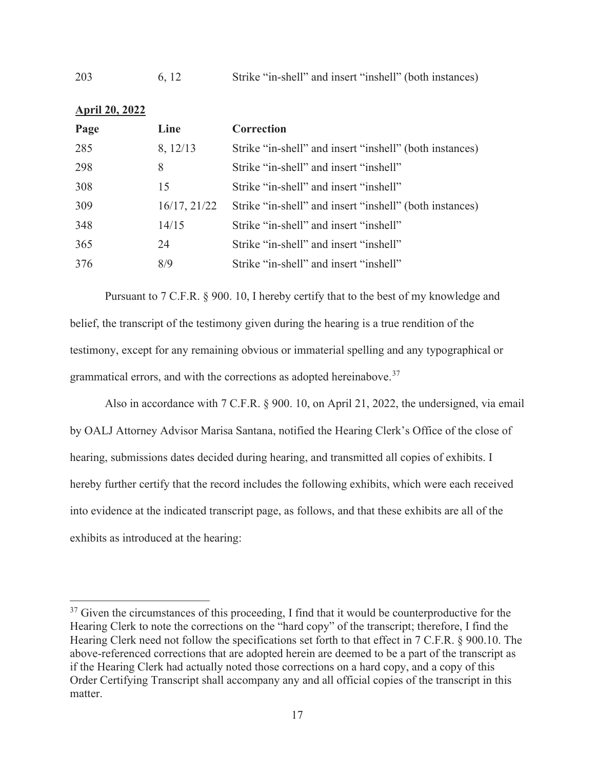| | | |
|---|---|---|
| 203 | 6, 12 | Strike “in-shell” and insert “inshell” (both instances) |

**<u>April 20, 2022</u>**

| Page | Line | Correction |
|---|---|---|
| 285 | 8, 12/13 | Strike “in-shell” and insert “inshell” (both instances) |
| 298 | 8 | Strike “in-shell” and insert “inshell” |
| 308 | 15 | Strike “in-shell” and insert “inshell” |
| 309 | 16/17, 21/22 | Strike “in-shell” and insert “inshell” (both instances) |
| 348 | 14/15 | Strike “in-shell” and insert “inshell” |
| 365 | 24 | Strike “in-shell” and insert “inshell” |
| 376 | 8/9 | Strike “in-shell” and insert “inshell” |

Pursuant to 7 C.F.R. § 900. 10, I hereby certify that to the best of my knowledge and belief, the transcript of the testimony given during the hearing is a true rendition of the testimony, except for any remaining obvious or immaterial spelling and any typographical or grammatical errors, and with the corrections as adopted hereinabove.[37]

Also in accordance with 7 C.F.R. § 900. 10, on April 21, 2022, the undersigned, via email by OALJ Attorney Advisor Marisa Santana, notified the Hearing Clerk's Office of the close of hearing, submissions dates decided during hearing, and transmitted all copies of exhibits. I hereby further certify that the record includes the following exhibits, which were each received into evidence at the indicated transcript page, as follows, and that these exhibits are all of the exhibits as introduced at the hearing:

---

[37] Given the circumstances of this proceeding, I find that it would be counterproductive for the Hearing Clerk to note the corrections on the "hard copy" of the transcript; therefore, I find the Hearing Clerk need not follow the specifications set forth to that effect in 7 C.F.R. § 900.10. The above-referenced corrections that are adopted herein are deemed to be a part of the transcript as if the Hearing Clerk had actually noted those corrections on a hard copy, and a copy of this Order Certifying Transcript shall accompany any and all official copies of the transcript in this matter.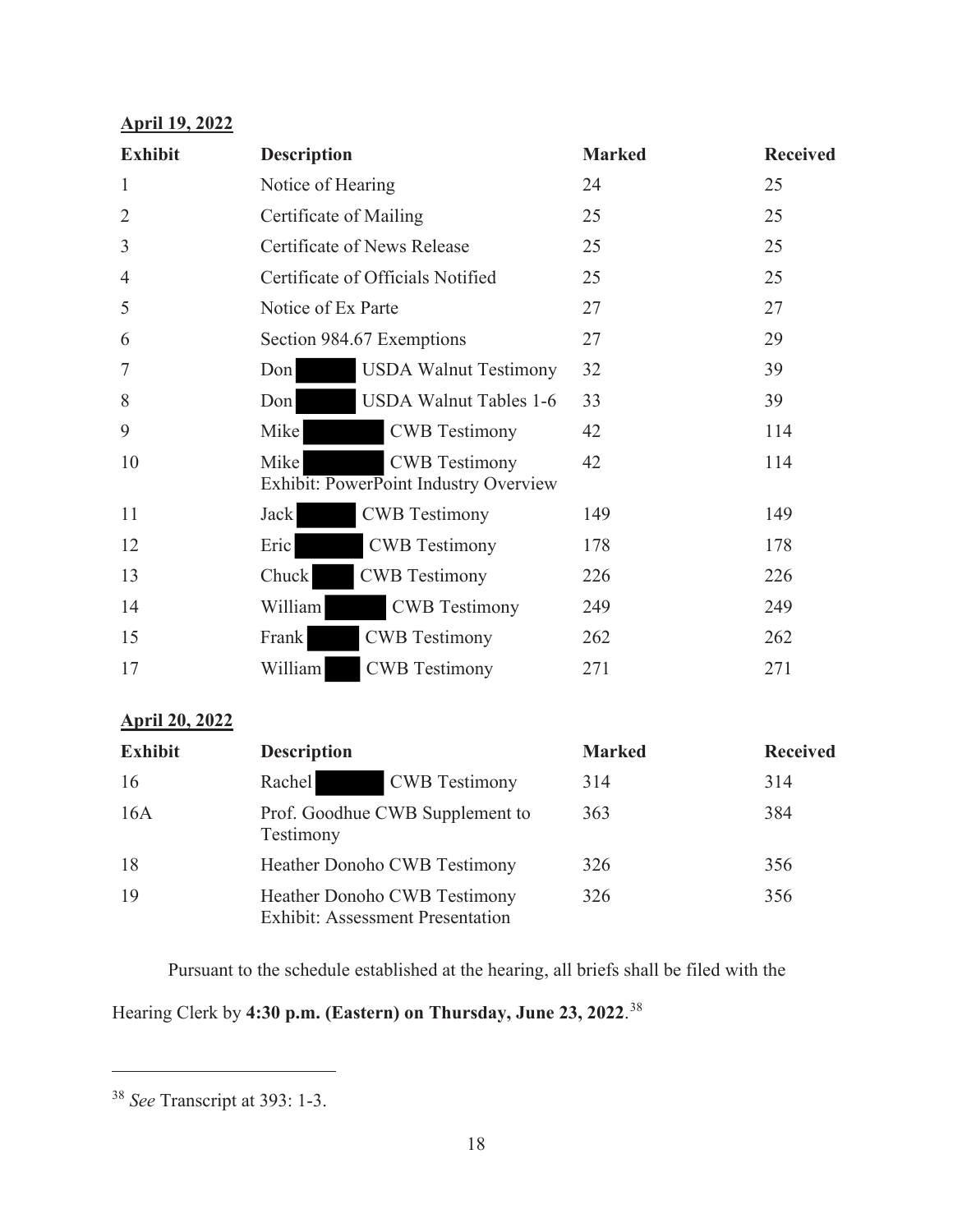**April 19, 2022**

| Exhibit | Description | Marked | Received |
|---|---|---|---|
| 1 | Notice of Hearing | 24 | 25 |
| 2 | Certificate of Mailing | 25 | 25 |
| 3 | Certificate of News Release | 25 | 25 |
| 4 | Certificate of Officials Notified | 25 | 25 |
| 5 | Notice of Ex Parte | 27 | 27 |
| 6 | Section 984.67 Exemptions | 27 | 29 |
| 7 | Don [redacted] USDA Walnut Testimony | 32 | 39 |
| 8 | Don [redacted] USDA Walnut Tables 1-6 | 33 | 39 |
| 9 | Mike [redacted] CWB Testimony | 42 | 114 |
| 10 | Mike [redacted] CWB Testimony Exhibit: PowerPoint Industry Overview | 42 | 114 |
| 11 | Jack [redacted] CWB Testimony | 149 | 149 |
| 12 | Eric [redacted] CWB Testimony | 178 | 178 |
| 13 | Chuck [redacted] CWB Testimony | 226 | 226 |
| 14 | William [redacted] CWB Testimony | 249 | 249 |
| 15 | Frank [redacted] CWB Testimony | 262 | 262 |
| 17 | William [redacted] CWB Testimony | 271 | 271 |

**April 20, 2022**

| Exhibit | Description | Marked | Received |
|---|---|---|---|
| 16 | Rachel [redacted] CWB Testimony | 314 | 314 |
| 16A | Prof. Goodhue CWB Supplement to Testimony | 363 | 384 |
| 18 | Heather Donoho CWB Testimony | 326 | 356 |
| 19 | Heather Donoho CWB Testimony Exhibit: Assessment Presentation | 326 | 356 |

Pursuant to the schedule established at the hearing, all briefs shall be filed with the Hearing Clerk by **4:30 p.m. (Eastern) on Thursday, June 23, 2022**.[38]

---

[38] *See* Transcript at 393: 1-3.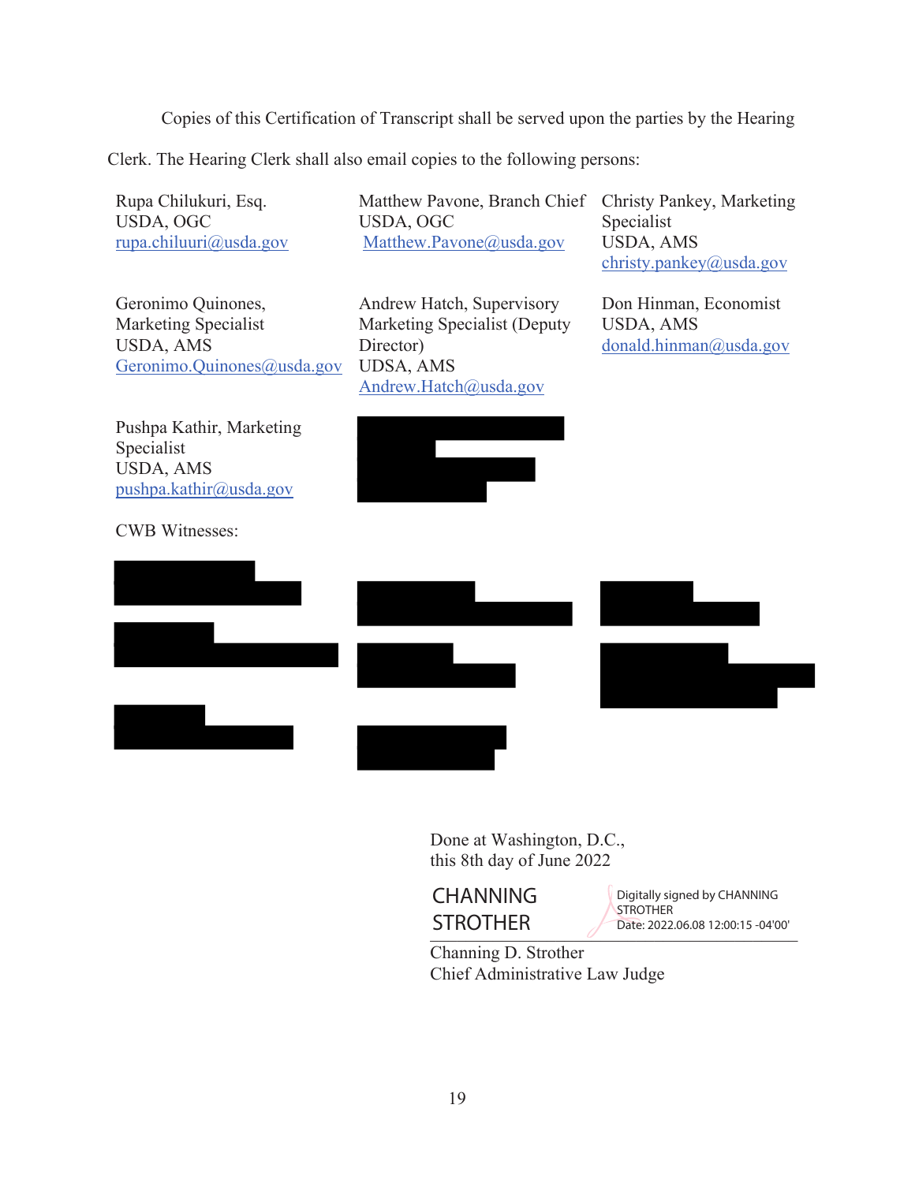Copies of this Certification of Transcript shall be served upon the parties by the Hearing Clerk. The Hearing Clerk shall also email copies to the following persons:

Rupa Chilukuri, Esq.
USDA, OGC
rupa.chiluuri@usda.gov

Matthew Pavone, Branch Chief
USDA, OGC
Matthew.Pavone@usda.gov

Christy Pankey, Marketing Specialist
USDA, AMS
christy.pankey@usda.gov

Geronimo Quinones, Marketing Specialist
USDA, AMS
Geronimo.Quinones@usda.gov

Andrew Hatch, Supervisory Marketing Specialist (Deputy Director)
UDSA, AMS
Andrew.Hatch@usda.gov

Don Hinman, Economist
USDA, AMS
donald.hinman@usda.gov

Pushpa Kathir, Marketing Specialist
USDA, AMS
pushpa.kathir@usda.gov

CWB Witnesses:

Done at Washington, D.C.,
this 8th day of June 2022

CHANNING STROTHER
Digitally signed by CHANNING STROTHER
Date: 2022.06.08 12:00:15 -04'00'

Channing D. Strother
Chief Administrative Law Judge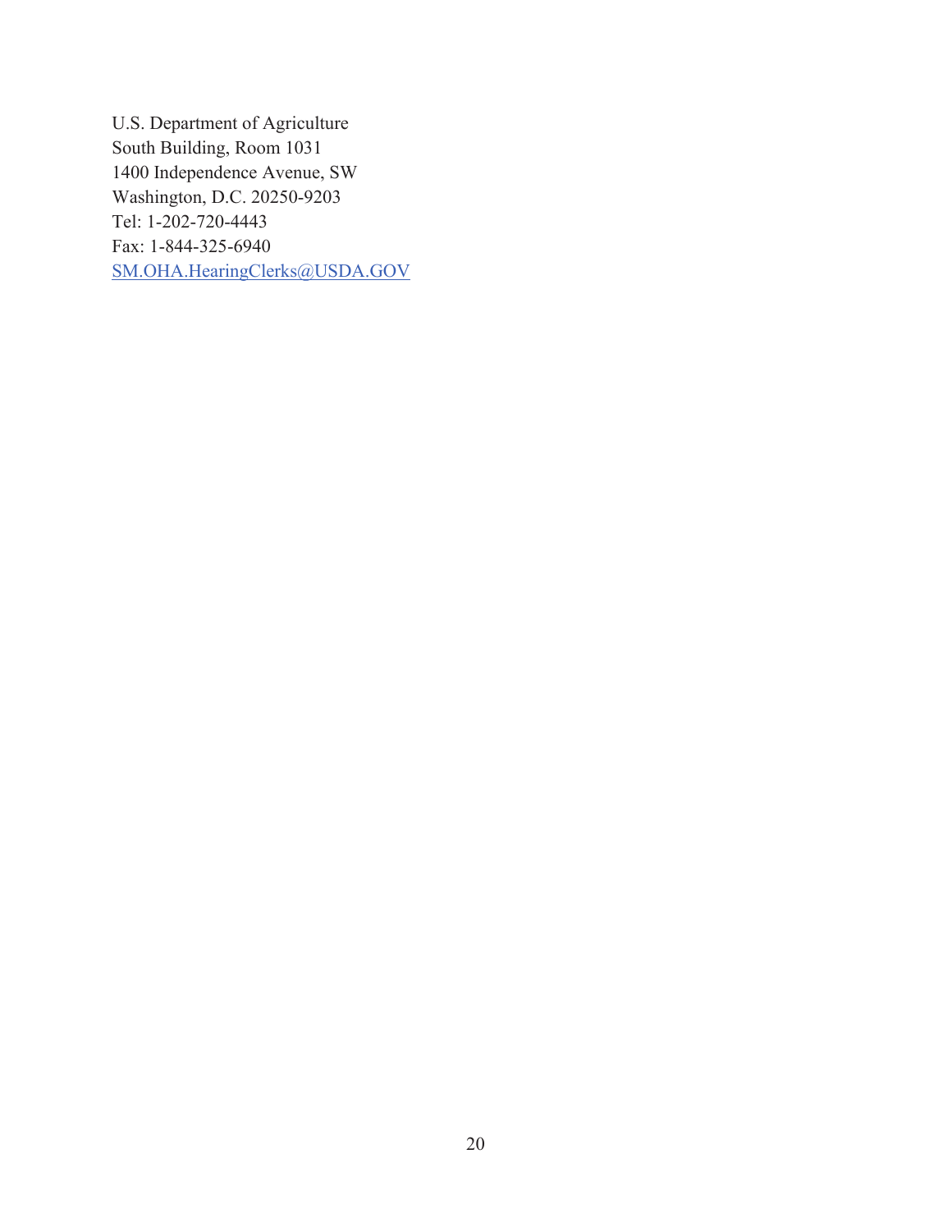U.S. Department of Agriculture
South Building, Room 1031
1400 Independence Avenue, SW
Washington, D.C. 20250-9203
Tel: 1-202-720-4443
Fax: 1-844-325-6940
SM.OHA.HearingClerks@USDA.GOV